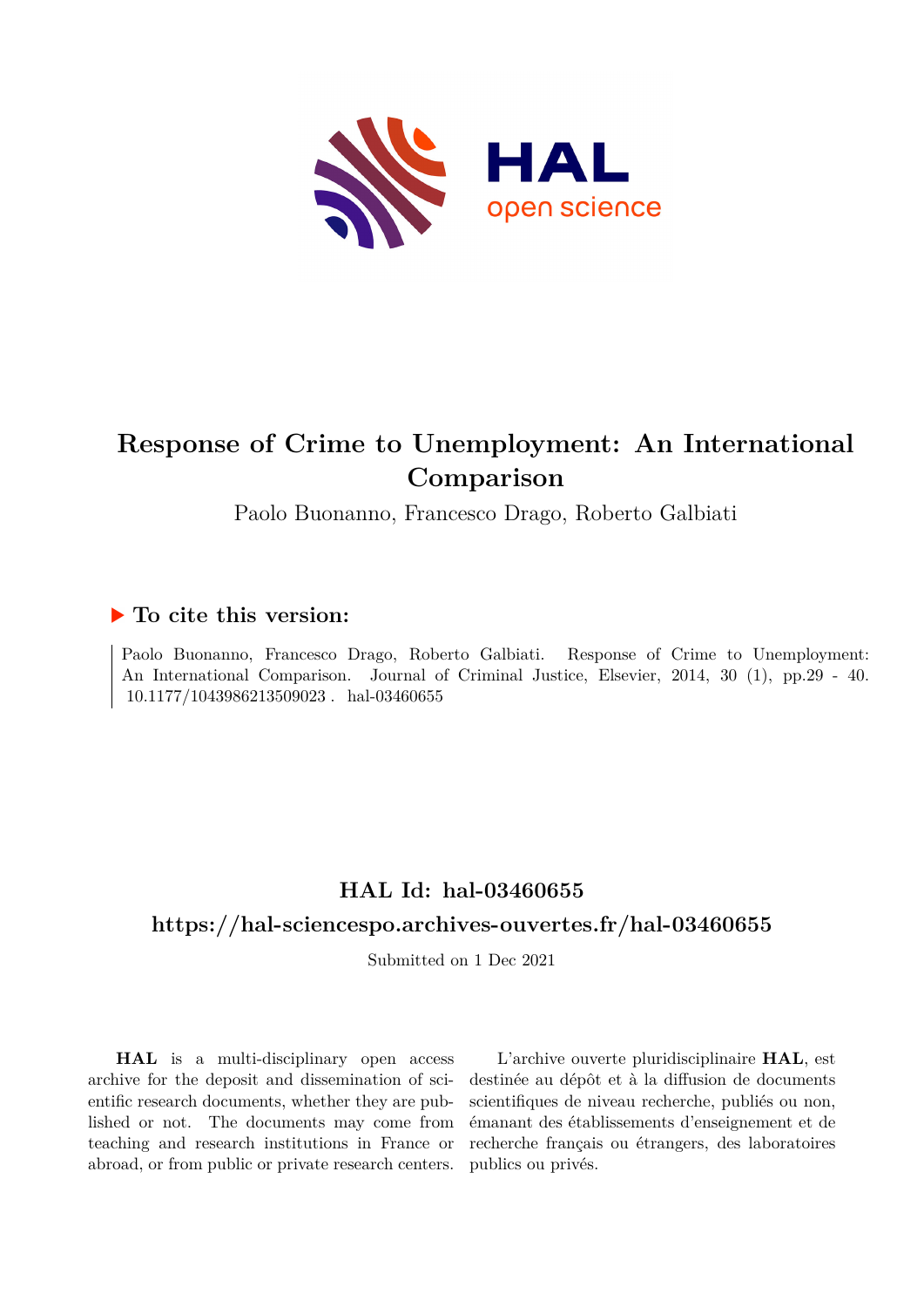# Response of Crime to Unemployment: An International Comparison

Paolo Buonanno, Francesco Drago, Roberto Galbiati

## ▶ To cite this version:

Paolo Buonanno, Francesco Drago, Roberto Galbiati. Response of Crime to Unemployment: An International Comparison. Journal of Criminal Justice, Elsevier, 2014, 30 (1), pp.29 - 40. 10.1177/1043986213509023 . hal-03460655

## HAL Id: hal-03460655

## https://hal-sciencespo.archives-ouvertes.fr/hal-03460655

Submitted on 1 Dec 2021

**HAL** is a multi-disciplinary open access archive for the deposit and dissemination of scientific research documents, whether they are published or not. The documents may come from teaching and research institutions in France or abroad, or from public or private research centers.

L'archive ouverte pluridisciplinaire **HAL**, est destinée au dépôt et à la diffusion de documents scientifiques de niveau recherche, publiés ou non, émanant des établissements d'enseignement et de recherche français ou étrangers, des laboratoires publics ou privés.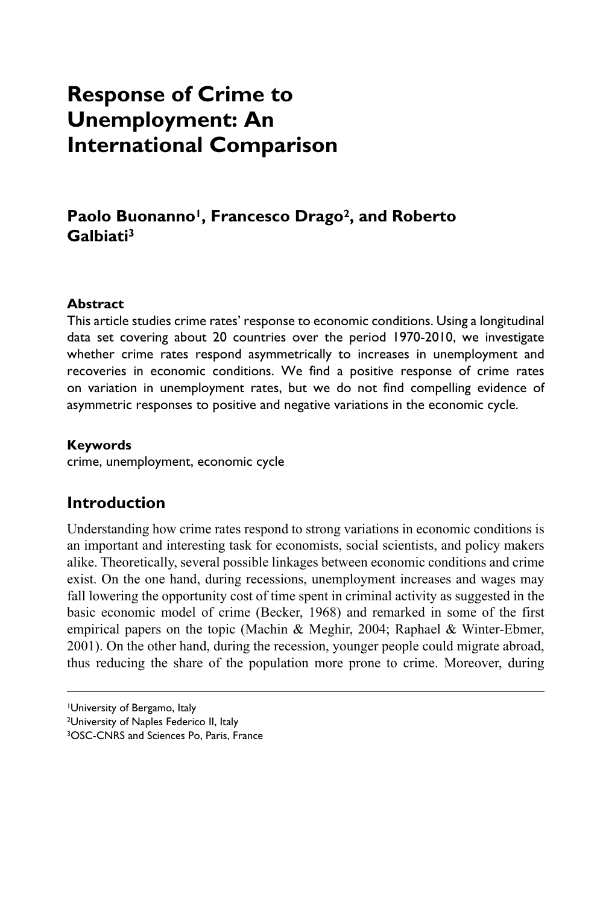# Response of Crime to Unemployment: An International Comparison

**Paolo Buonanno[1], Francesco Drago[2], and Roberto Galbiati[3]**

### Abstract

This article studies crime rates' response to economic conditions. Using a longitudinal data set covering about 20 countries over the period 1970-2010, we investigate whether crime rates respond asymmetrically to increases in unemployment and recoveries in economic conditions. We find a positive response of crime rates on variation in unemployment rates, but we do not find compelling evidence of asymmetric responses to positive and negative variations in the economic cycle.

### Keywords

crime, unemployment, economic cycle

## Introduction

Understanding how crime rates respond to strong variations in economic conditions is an important and interesting task for economists, social scientists, and policy makers alike. Theoretically, several possible linkages between economic conditions and crime exist. On the one hand, during recessions, unemployment increases and wages may fall lowering the opportunity cost of time spent in criminal activity as suggested in the basic economic model of crime (Becker, 1968) and remarked in some of the first empirical papers on the topic (Machin & Meghir, 2004; Raphael & Winter-Ebmer, 2001). On the other hand, during the recession, younger people could migrate abroad, thus reducing the share of the population more prone to crime. Moreover, during

---

[1]University of Bergamo, Italy

[2]University of Naples Federico II, Italy

[3]OSC-CNRS and Sciences Po, Paris, France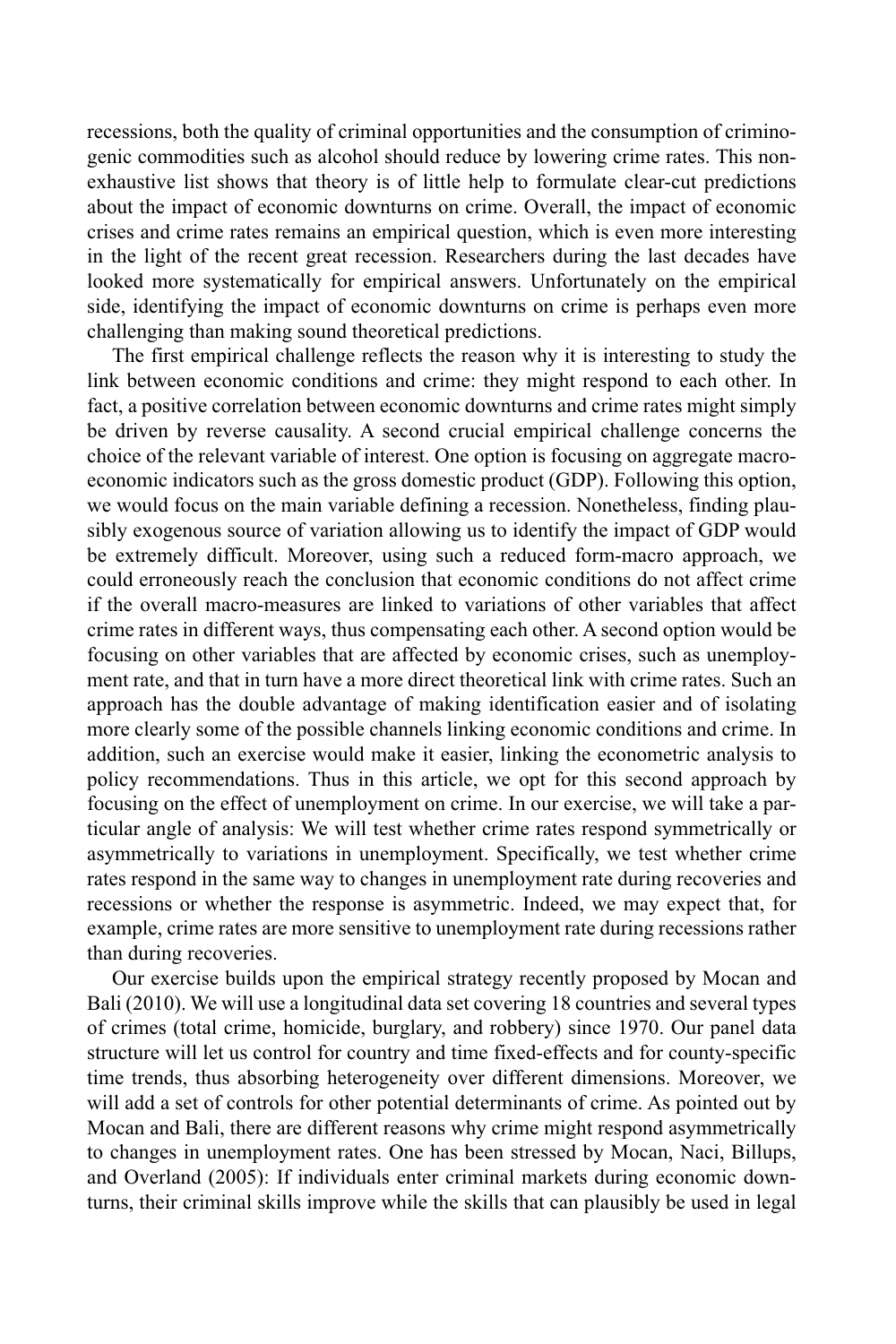recessions, both the quality of criminal opportunities and the consumption of criminogenic commodities such as alcohol should reduce by lowering crime rates. This non-exhaustive list shows that theory is of little help to formulate clear-cut predictions about the impact of economic downturns on crime. Overall, the impact of economic crises and crime rates remains an empirical question, which is even more interesting in the light of the recent great recession. Researchers during the last decades have looked more systematically for empirical answers. Unfortunately on the empirical side, identifying the impact of economic downturns on crime is perhaps even more challenging than making sound theoretical predictions.

The first empirical challenge reflects the reason why it is interesting to study the link between economic conditions and crime: they might respond to each other. In fact, a positive correlation between economic downturns and crime rates might simply be driven by reverse causality. A second crucial empirical challenge concerns the choice of the relevant variable of interest. One option is focusing on aggregate macroeconomic indicators such as the gross domestic product (GDP). Following this option, we would focus on the main variable defining a recession. Nonetheless, finding plausibly exogenous source of variation allowing us to identify the impact of GDP would be extremely difficult. Moreover, using such a reduced form-macro approach, we could erroneously reach the conclusion that economic conditions do not affect crime if the overall macro-measures are linked to variations of other variables that affect crime rates in different ways, thus compensating each other. A second option would be focusing on other variables that are affected by economic crises, such as unemployment rate, and that in turn have a more direct theoretical link with crime rates. Such an approach has the double advantage of making identification easier and of isolating more clearly some of the possible channels linking economic conditions and crime. In addition, such an exercise would make it easier, linking the econometric analysis to policy recommendations. Thus in this article, we opt for this second approach by focusing on the effect of unemployment on crime. In our exercise, we will take a particular angle of analysis: We will test whether crime rates respond symmetrically or asymmetrically to variations in unemployment. Specifically, we test whether crime rates respond in the same way to changes in unemployment rate during recoveries and recessions or whether the response is asymmetric. Indeed, we may expect that, for example, crime rates are more sensitive to unemployment rate during recessions rather than during recoveries.

Our exercise builds upon the empirical strategy recently proposed by Mocan and Bali (2010). We will use a longitudinal data set covering 18 countries and several types of crimes (total crime, homicide, burglary, and robbery) since 1970. Our panel data structure will let us control for country and time fixed-effects and for county-specific time trends, thus absorbing heterogeneity over different dimensions. Moreover, we will add a set of controls for other potential determinants of crime. As pointed out by Mocan and Bali, there are different reasons why crime might respond asymmetrically to changes in unemployment rates. One has been stressed by Mocan, Naci, Billups, and Overland (2005): If individuals enter criminal markets during economic downturns, their criminal skills improve while the skills that can plausibly be used in legal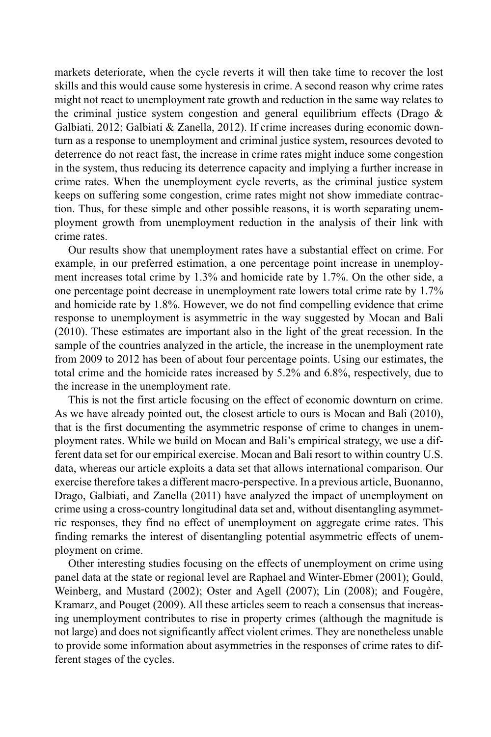markets deteriorate, when the cycle reverts it will then take time to recover the lost skills and this would cause some hysteresis in crime. A second reason why crime rates might not react to unemployment rate growth and reduction in the same way relates to the criminal justice system congestion and general equilibrium effects (Drago & Galbiati, 2012; Galbiati & Zanella, 2012). If crime increases during economic downturn as a response to unemployment and criminal justice system, resources devoted to deterrence do not react fast, the increase in crime rates might induce some congestion in the system, thus reducing its deterrence capacity and implying a further increase in crime rates. When the unemployment cycle reverts, as the criminal justice system keeps on suffering some congestion, crime rates might not show immediate contraction. Thus, for these simple and other possible reasons, it is worth separating unemployment growth from unemployment reduction in the analysis of their link with crime rates.

Our results show that unemployment rates have a substantial effect on crime. For example, in our preferred estimation, a one percentage point increase in unemployment increases total crime by 1.3% and homicide rate by 1.7%. On the other side, a one percentage point decrease in unemployment rate lowers total crime rate by 1.7% and homicide rate by 1.8%. However, we do not find compelling evidence that crime response to unemployment is asymmetric in the way suggested by Mocan and Bali (2010). These estimates are important also in the light of the great recession. In the sample of the countries analyzed in the article, the increase in the unemployment rate from 2009 to 2012 has been of about four percentage points. Using our estimates, the total crime and the homicide rates increased by 5.2% and 6.8%, respectively, due to the increase in the unemployment rate.

This is not the first article focusing on the effect of economic downturn on crime. As we have already pointed out, the closest article to ours is Mocan and Bali (2010), that is the first documenting the asymmetric response of crime to changes in unemployment rates. While we build on Mocan and Bali's empirical strategy, we use a different data set for our empirical exercise. Mocan and Bali resort to within country U.S. data, whereas our article exploits a data set that allows international comparison. Our exercise therefore takes a different macro-perspective. In a previous article, Buonanno, Drago, Galbiati, and Zanella (2011) have analyzed the impact of unemployment on crime using a cross-country longitudinal data set and, without disentangling asymmetric responses, they find no effect of unemployment on aggregate crime rates. This finding remarks the interest of disentangling potential asymmetric effects of unemployment on crime.

Other interesting studies focusing on the effects of unemployment on crime using panel data at the state or regional level are Raphael and Winter-Ebmer (2001); Gould, Weinberg, and Mustard (2002); Oster and Agell (2007); Lin (2008); and Fougère, Kramarz, and Pouget (2009). All these articles seem to reach a consensus that increasing unemployment contributes to rise in property crimes (although the magnitude is not large) and does not significantly affect violent crimes. They are nonetheless unable to provide some information about asymmetries in the responses of crime rates to different stages of the cycles.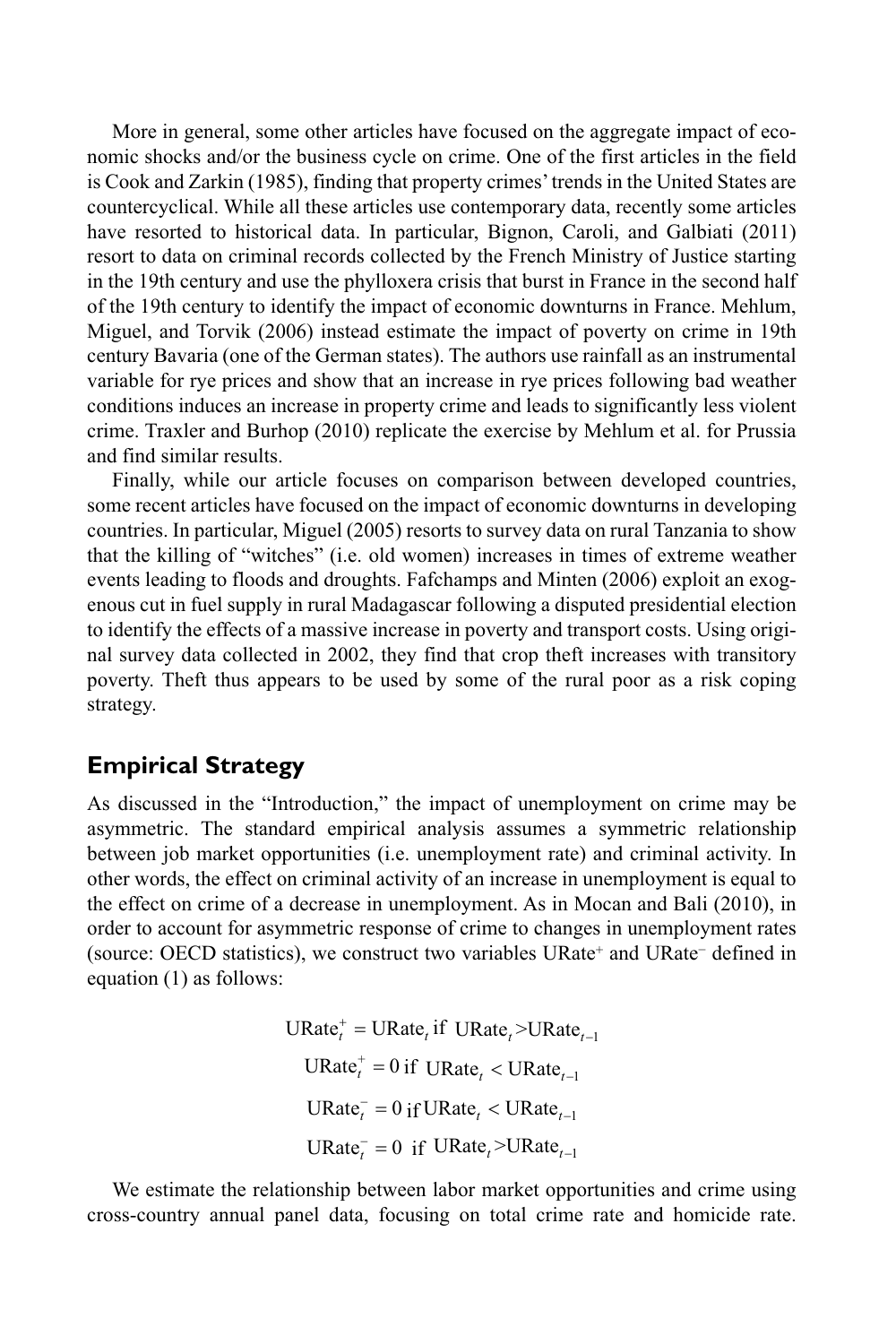More in general, some other articles have focused on the aggregate impact of economic shocks and/or the business cycle on crime. One of the first articles in the field is Cook and Zarkin (1985), finding that property crimes' trends in the United States are countercyclical. While all these articles use contemporary data, recently some articles have resorted to historical data. In particular, Bignon, Caroli, and Galbiati (2011) resort to data on criminal records collected by the French Ministry of Justice starting in the 19th century and use the phylloxera crisis that burst in France in the second half of the 19th century to identify the impact of economic downturns in France. Mehlum, Miguel, and Torvik (2006) instead estimate the impact of poverty on crime in 19th century Bavaria (one of the German states). The authors use rainfall as an instrumental variable for rye prices and show that an increase in rye prices following bad weather conditions induces an increase in property crime and leads to significantly less violent crime. Traxler and Burhop (2010) replicate the exercise by Mehlum et al. for Prussia and find similar results.

Finally, while our article focuses on comparison between developed countries, some recent articles have focused on the impact of economic downturns in developing countries. In particular, Miguel (2005) resorts to survey data on rural Tanzania to show that the killing of "witches" (i.e. old women) increases in times of extreme weather events leading to floods and droughts. Fafchamps and Minten (2006) exploit an exogenous cut in fuel supply in rural Madagascar following a disputed presidential election to identify the effects of a massive increase in poverty and transport costs. Using original survey data collected in 2002, they find that crop theft increases with transitory poverty. Theft thus appears to be used by some of the rural poor as a risk coping strategy.

## Empirical Strategy

As discussed in the "Introduction," the impact of unemployment on crime may be asymmetric. The standard empirical analysis assumes a symmetric relationship between job market opportunities (i.e. unemployment rate) and criminal activity. In other words, the effect on criminal activity of an increase in unemployment is equal to the effect on crime of a decrease in unemployment. As in Mocan and Bali (2010), in order to account for asymmetric response of crime to changes in unemployment rates (source: OECD statistics), we construct two variables $\text{URate}^{+}$ and $\text{URate}^{-}$ defined in equation (1) as follows:

$$\text{URate}_t^{+} = \text{URate}_t \text{ if } \text{URate}_t > \text{URate}_{t-1}$$

$$\text{URate}_t^{+} = 0 \text{ if } \text{URate}_t < \text{URate}_{t-1}$$

$$\text{URate}_t^{-} = 0 \text{ if } \text{URate}_t < \text{URate}_{t-1}$$

$$\text{URate}_t^{-} = 0 \text{ if } \text{URate}_t > \text{URate}_{t-1}$$

We estimate the relationship between labor market opportunities and crime using cross-country annual panel data, focusing on total crime rate and homicide rate.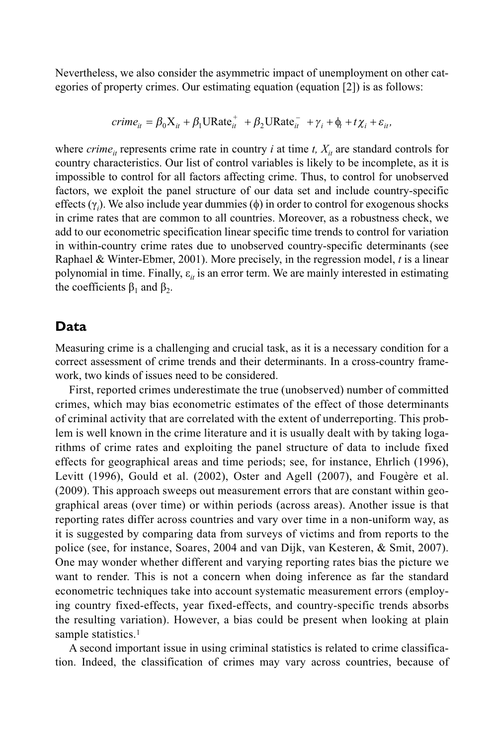Nevertheless, we also consider the asymmetric impact of unemployment on other categories of property crimes. Our estimating equation (equation [2]) is as follows:

$$crime_{it} = \beta_0 X_{it} + \beta_1 \text{URate}_{it}^{+} + \beta_2 \text{URate}_{it}^{-} + \gamma_i + \phi_t + t\chi_i + \varepsilon_{it},$$

where $crime_{it}$ represents crime rate in country $i$ at time $t$, $X_{it}$ are standard controls for country characteristics. Our list of control variables is likely to be incomplete, as it is impossible to control for all factors affecting crime. Thus, to control for unobserved factors, we exploit the panel structure of our data set and include country-specific effects ($\gamma_i$). We also include year dummies ($\phi$) in order to control for exogenous shocks in crime rates that are common to all countries. Moreover, as a robustness check, we add to our econometric specification linear specific time trends to control for variation in within-country crime rates due to unobserved country-specific determinants (see Raphael & Winter-Ebmer, 2001). More precisely, in the regression model, $t$ is a linear polynomial in time. Finally, $\varepsilon_{it}$ is an error term. We are mainly interested in estimating the coefficients $\beta_1$ and $\beta_2$.

## Data

Measuring crime is a challenging and crucial task, as it is a necessary condition for a correct assessment of crime trends and their determinants. In a cross-country framework, two kinds of issues need to be considered.

First, reported crimes underestimate the true (unobserved) number of committed crimes, which may bias econometric estimates of the effect of those determinants of criminal activity that are correlated with the extent of underreporting. This problem is well known in the crime literature and it is usually dealt with by taking logarithms of crime rates and exploiting the panel structure of data to include fixed effects for geographical areas and time periods; see, for instance, Ehrlich (1996), Levitt (1996), Gould et al. (2002), Oster and Agell (2007), and Fougère et al. (2009). This approach sweeps out measurement errors that are constant within geographical areas (over time) or within periods (across areas). Another issue is that reporting rates differ across countries and vary over time in a non-uniform way, as it is suggested by comparing data from surveys of victims and from reports to the police (see, for instance, Soares, 2004 and van Dijk, van Kesteren, & Smit, 2007). One may wonder whether different and varying reporting rates bias the picture we want to render. This is not a concern when doing inference as far the standard econometric techniques take into account systematic measurement errors (employing country fixed-effects, year fixed-effects, and country-specific trends absorbs the resulting variation). However, a bias could be present when looking at plain sample statistics.[1]

A second important issue in using criminal statistics is related to crime classification. Indeed, the classification of crimes may vary across countries, because of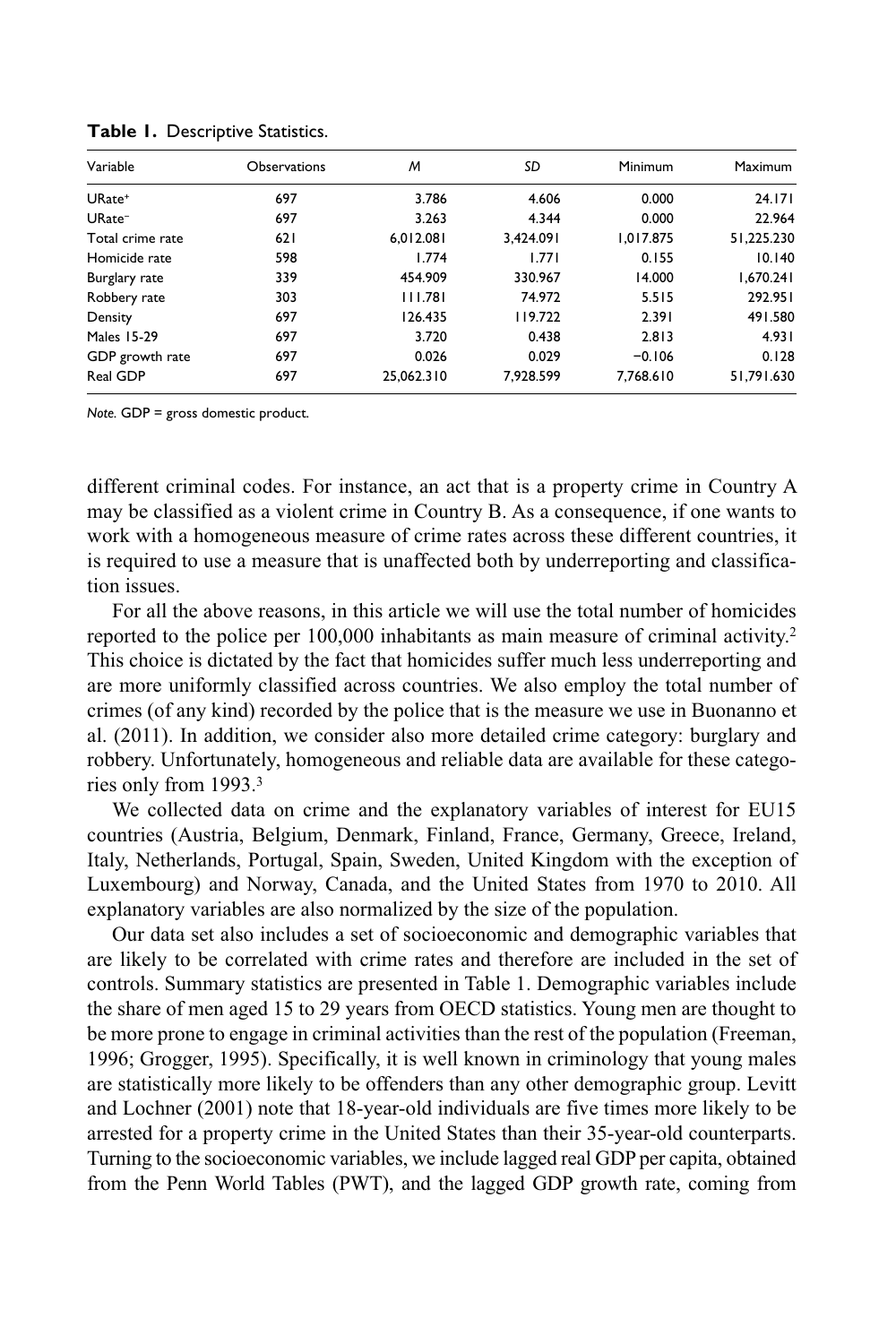**Table 1.** Descriptive Statistics.

| Variable | Observations | *M* | *SD* | Minimum | Maximum |
|---|---|---|---|---|---|
| URate$^{+}$ | 697 | 3.786 | 4.606 | 0.000 | 24.171 |
| URate$^{-}$ | 697 | 3.263 | 4.344 | 0.000 | 22.964 |
| Total crime rate | 621 | 6,012.081 | 3,424.091 | 1,017.875 | 51,225.230 |
| Homicide rate | 598 | 1.774 | 1.771 | 0.155 | 10.140 |
| Burglary rate | 339 | 454.909 | 330.967 | 14.000 | 1,670.241 |
| Robbery rate | 303 | 111.781 | 74.972 | 5.515 | 292.951 |
| Density | 697 | 126.435 | 119.722 | 2.391 | 491.580 |
| Males 15-29 | 697 | 3.720 | 0.438 | 2.813 | 4.931 |
| GDP growth rate | 697 | 0.026 | 0.029 | −0.106 | 0.128 |
| Real GDP | 697 | 25,062.310 | 7,928.599 | 7,768.610 | 51,791.630 |

*Note.* GDP = gross domestic product.

different criminal codes. For instance, an act that is a property crime in Country A may be classified as a violent crime in Country B. As a consequence, if one wants to work with a homogeneous measure of crime rates across these different countries, it is required to use a measure that is unaffected both by underreporting and classification issues.

For all the above reasons, in this article we will use the total number of homicides reported to the police per 100,000 inhabitants as main measure of criminal activity.[2] This choice is dictated by the fact that homicides suffer much less underreporting and are more uniformly classified across countries. We also employ the total number of crimes (of any kind) recorded by the police that is the measure we use in Buonanno et al. (2011). In addition, we consider also more detailed crime category: burglary and robbery. Unfortunately, homogeneous and reliable data are available for these categories only from 1993.[3]

We collected data on crime and the explanatory variables of interest for EU15 countries (Austria, Belgium, Denmark, Finland, France, Germany, Greece, Ireland, Italy, Netherlands, Portugal, Spain, Sweden, United Kingdom with the exception of Luxembourg) and Norway, Canada, and the United States from 1970 to 2010. All explanatory variables are also normalized by the size of the population.

Our data set also includes a set of socioeconomic and demographic variables that are likely to be correlated with crime rates and therefore are included in the set of controls. Summary statistics are presented in Table 1. Demographic variables include the share of men aged 15 to 29 years from OECD statistics. Young men are thought to be more prone to engage in criminal activities than the rest of the population (Freeman, 1996; Grogger, 1995). Specifically, it is well known in criminology that young males are statistically more likely to be offenders than any other demographic group. Levitt and Lochner (2001) note that 18-year-old individuals are five times more likely to be arrested for a property crime in the United States than their 35-year-old counterparts. Turning to the socioeconomic variables, we include lagged real GDP per capita, obtained from the Penn World Tables (PWT), and the lagged GDP growth rate, coming from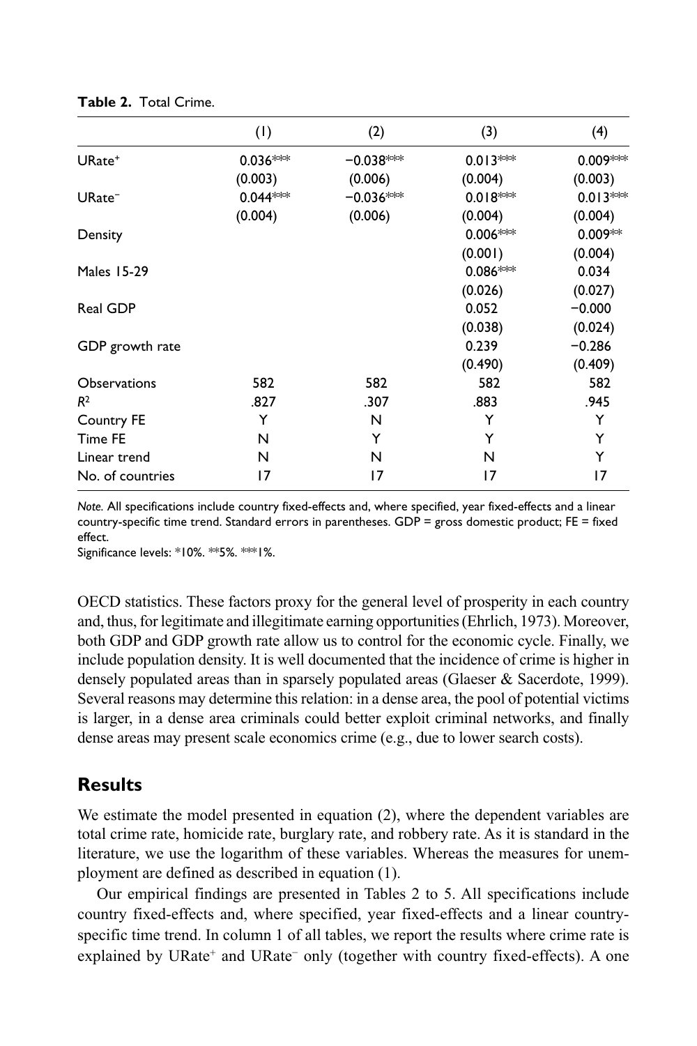**Table 2.** Total Crime.

| | (1) | (2) | (3) | (4) |
|---|---|---|---|---|
| URate⁺ | 0.036*** | −0.038*** | 0.013*** | 0.009*** |
| | (0.003) | (0.006) | (0.004) | (0.003) |
| URate⁻ | 0.044*** | −0.036*** | 0.018*** | 0.013*** |
| | (0.004) | (0.006) | (0.004) | (0.004) |
| Density | | | 0.006*** | 0.009** |
| | | | (0.001) | (0.004) |
| Males 15-29 | | | 0.086*** | 0.034 |
| | | | (0.026) | (0.027) |
| Real GDP | | | 0.052 | −0.000 |
| | | | (0.038) | (0.024) |
| GDP growth rate | | | 0.239 | −0.286 |
| | | | (0.490) | (0.409) |
| Observations | 582 | 582 | 582 | 582 |
| $R^2$ | .827 | .307 | .883 | .945 |
| Country FE | Y | N | Y | Y |
| Time FE | N | Y | Y | Y |
| Linear trend | N | N | N | Y |
| No. of countries | 17 | 17 | 17 | 17 |

*Note.* All specifications include country fixed-effects and, where specified, year fixed-effects and a linear country-specific time trend. Standard errors in parentheses. GDP = gross domestic product; FE = fixed effect.
Significance levels: *10%. **5%. ***1%.

OECD statistics. These factors proxy for the general level of prosperity in each country and, thus, for legitimate and illegitimate earning opportunities (Ehrlich, 1973). Moreover, both GDP and GDP growth rate allow us to control for the economic cycle. Finally, we include population density. It is well documented that the incidence of crime is higher in densely populated areas than in sparsely populated areas (Glaeser & Sacerdote, 1999). Several reasons may determine this relation: in a dense area, the pool of potential victims is larger, in a dense area criminals could better exploit criminal networks, and finally dense areas may present scale economics crime (e.g., due to lower search costs).

## Results

We estimate the model presented in equation (2), where the dependent variables are total crime rate, homicide rate, burglary rate, and robbery rate. As it is standard in the literature, we use the logarithm of these variables. Whereas the measures for unemployment are defined as described in equation (1).

Our empirical findings are presented in Tables 2 to 5. All specifications include country fixed-effects and, where specified, year fixed-effects and a linear country-specific time trend. In column 1 of all tables, we report the results where crime rate is explained by URate⁺ and URate⁻ only (together with country fixed-effects). A one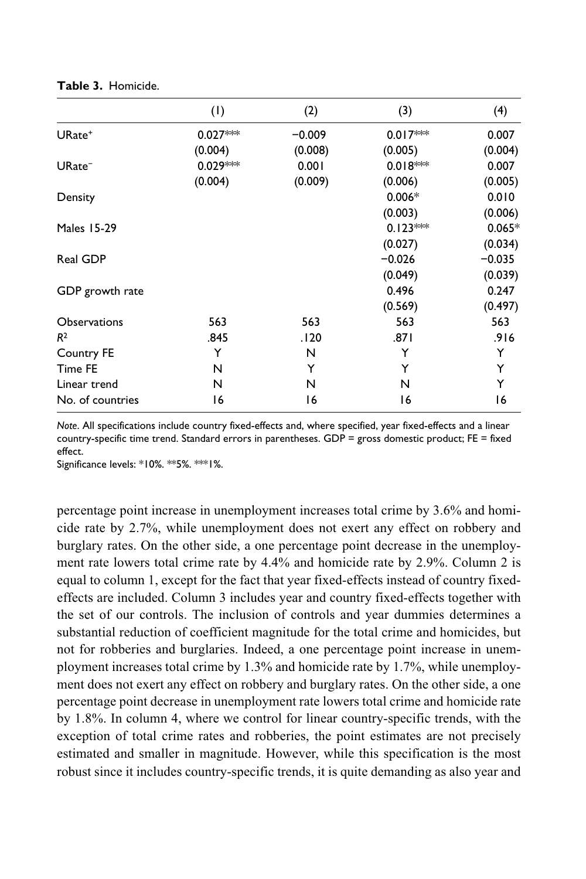**Table 3.** Homicide.

| | (1) | (2) | (3) | (4) |
|---|---|---|---|---|
| $URate^{+}$ | 0.027*** | −0.009 | 0.017*** | 0.007 |
| | (0.004) | (0.008) | (0.005) | (0.004) |
| $URate^{-}$ | 0.029*** | 0.001 | 0.018*** | 0.007 |
| | (0.004) | (0.009) | (0.006) | (0.005) |
| Density | | | 0.006* | 0.010 |
| | | | (0.003) | (0.006) |
| Males 15-29 | | | 0.123*** | 0.065* |
| | | | (0.027) | (0.034) |
| Real GDP | | | −0.026 | −0.035 |
| | | | (0.049) | (0.039) |
| GDP growth rate | | | 0.496 | 0.247 |
| | | | (0.569) | (0.497) |
| Observations | 563 | 563 | 563 | 563 |
| $R^2$ | .845 | .120 | .871 | .916 |
| Country FE | Y | N | Y | Y |
| Time FE | N | Y | Y | Y |
| Linear trend | N | N | N | Y |
| No. of countries | 16 | 16 | 16 | 16 |

*Note*. All specifications include country fixed-effects and, where specified, year fixed-effects and a linear country-specific time trend. Standard errors in parentheses. GDP = gross domestic product; FE = fixed effect.

Significance levels: *10%. **5%. ***1%.

percentage point increase in unemployment increases total crime by 3.6% and homicide rate by 2.7%, while unemployment does not exert any effect on robbery and burglary rates. On the other side, a one percentage point decrease in the unemployment rate lowers total crime rate by 4.4% and homicide rate by 2.9%. Column 2 is equal to column 1, except for the fact that year fixed-effects instead of country fixed-effects are included. Column 3 includes year and country fixed-effects together with the set of our controls. The inclusion of controls and year dummies determines a substantial reduction of coefficient magnitude for the total crime and homicides, but not for robberies and burglaries. Indeed, a one percentage point increase in unemployment increases total crime by 1.3% and homicide rate by 1.7%, while unemployment does not exert any effect on robbery and burglary rates. On the other side, a one percentage point decrease in unemployment rate lowers total crime and homicide rate by 1.8%. In column 4, where we control for linear country-specific trends, with the exception of total crime rates and robberies, the point estimates are not precisely estimated and smaller in magnitude. However, while this specification is the most robust since it includes country-specific trends, it is quite demanding as also year and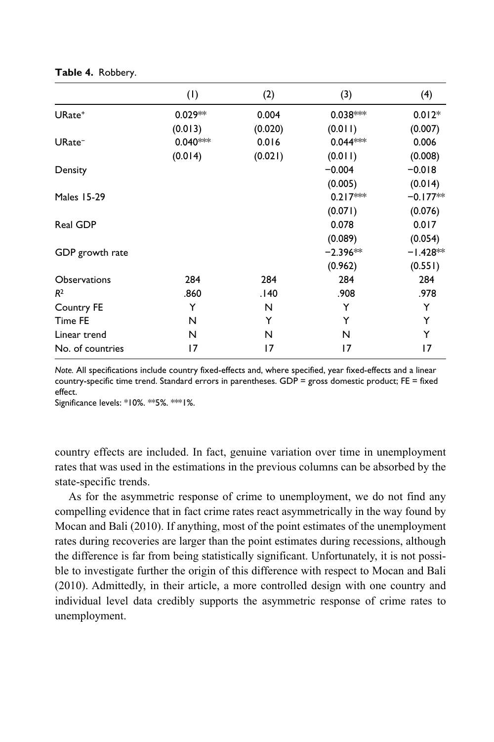**Table 4.** Robbery.

| | (1) | (2) | (3) | (4) |
|---|---|---|---|---|
| URate⁺ | 0.029** | 0.004 | 0.038*** | 0.012* |
| | (0.013) | (0.020) | (0.011) | (0.007) |
| URate⁻ | 0.040*** | 0.016 | 0.044*** | 0.006 |
| | (0.014) | (0.021) | (0.011) | (0.008) |
| Density | | | −0.004 | −0.018 |
| | | | (0.005) | (0.014) |
| Males 15-29 | | | 0.217*** | −0.177** |
| | | | (0.071) | (0.076) |
| Real GDP | | | 0.078 | 0.017 |
| | | | (0.089) | (0.054) |
| GDP growth rate | | | −2.396** | −1.428** |
| | | | (0.962) | (0.551) |
| Observations | 284 | 284 | 284 | 284 |
| $R^2$ | .860 | .140 | .908 | .978 |
| Country FE | Y | N | Y | Y |
| Time FE | N | Y | Y | Y |
| Linear trend | N | N | N | Y |
| No. of countries | 17 | 17 | 17 | 17 |

*Note.* All specifications include country fixed-effects and, where specified, year fixed-effects and a linear country-specific time trend. Standard errors in parentheses. GDP = gross domestic product; FE = fixed effect.

Significance levels: *10%. **5%. ***1%.

country effects are included. In fact, genuine variation over time in unemployment rates that was used in the estimations in the previous columns can be absorbed by the state-specific trends.

As for the asymmetric response of crime to unemployment, we do not find any compelling evidence that in fact crime rates react asymmetrically in the way found by Mocan and Bali (2010). If anything, most of the point estimates of the unemployment rates during recoveries are larger than the point estimates during recessions, although the difference is far from being statistically significant. Unfortunately, it is not possible to investigate further the origin of this difference with respect to Mocan and Bali (2010). Admittedly, in their article, a more controlled design with one country and individual level data credibly supports the asymmetric response of crime rates to unemployment.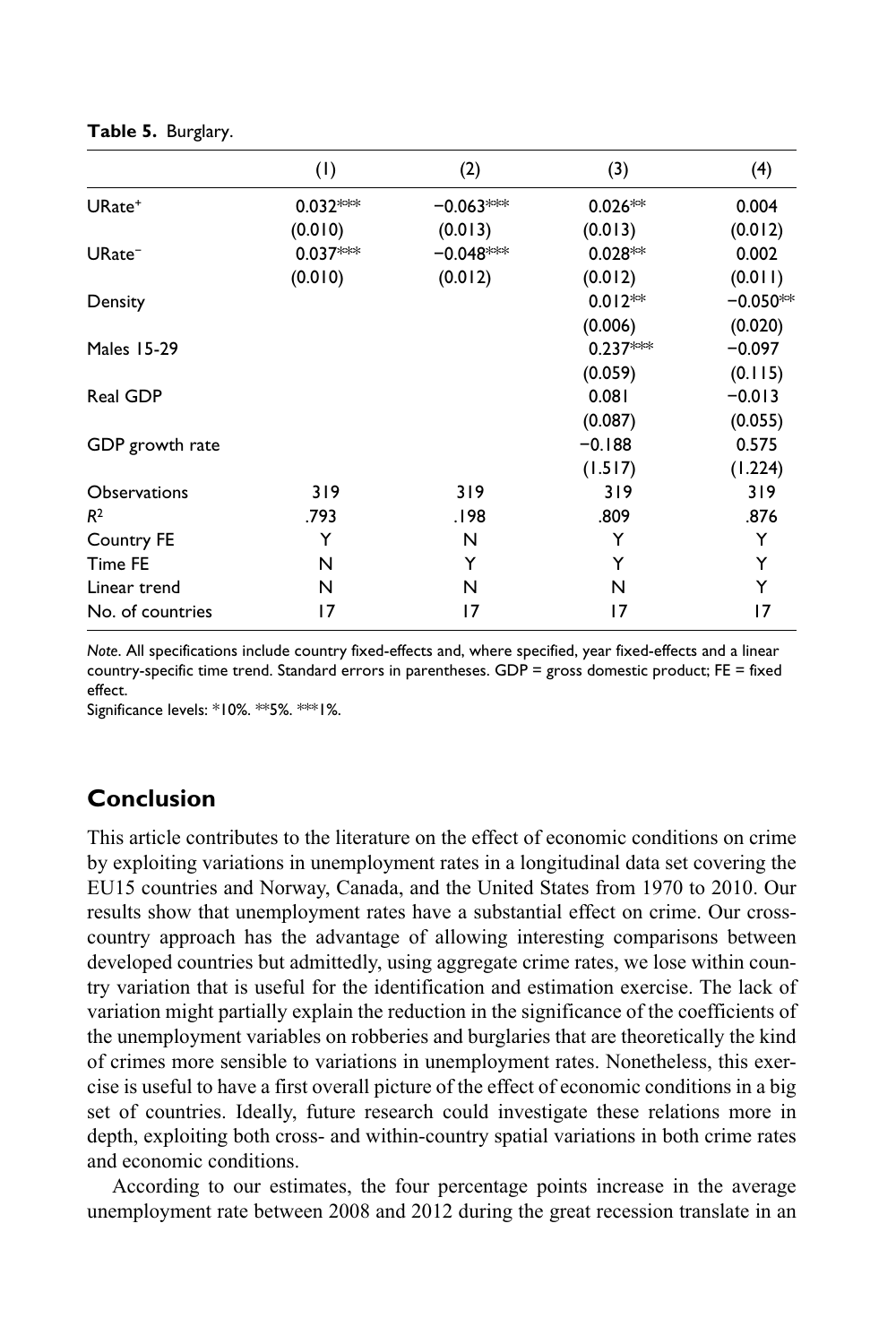**Table 5.** Burglary.

| | (1) | (2) | (3) | (4) |
|---|---|---|---|---|
| $URate^{+}$ | 0.032*** | −0.063*** | 0.026** | 0.004 |
| | (0.010) | (0.013) | (0.013) | (0.012) |
| $URate^{-}$ | 0.037*** | −0.048*** | 0.028** | 0.002 |
| | (0.010) | (0.012) | (0.012) | (0.011) |
| Density | | | 0.012** | −0.050** |
| | | | (0.006) | (0.020) |
| Males 15-29 | | | 0.237*** | −0.097 |
| | | | (0.059) | (0.115) |
| Real GDP | | | 0.081 | −0.013 |
| | | | (0.087) | (0.055) |
| GDP growth rate | | | −0.188 | 0.575 |
| | | | (1.517) | (1.224) |
| Observations | 319 | 319 | 319 | 319 |
| $R^2$ | .793 | .198 | .809 | .876 |
| Country FE | Y | N | Y | Y |
| Time FE | N | Y | Y | Y |
| Linear trend | N | N | N | Y |
| No. of countries | 17 | 17 | 17 | 17 |

*Note*. All specifications include country fixed-effects and, where specified, year fixed-effects and a linear country-specific time trend. Standard errors in parentheses. GDP = gross domestic product; FE = fixed effect.

Significance levels: *10%. **5%. ***1%.

## Conclusion

This article contributes to the literature on the effect of economic conditions on crime by exploiting variations in unemployment rates in a longitudinal data set covering the EU15 countries and Norway, Canada, and the United States from 1970 to 2010. Our results show that unemployment rates have a substantial effect on crime. Our cross-country approach has the advantage of allowing interesting comparisons between developed countries but admittedly, using aggregate crime rates, we lose within country variation that is useful for the identification and estimation exercise. The lack of variation might partially explain the reduction in the significance of the coefficients of the unemployment variables on robberies and burglaries that are theoretically the kind of crimes more sensible to variations in unemployment rates. Nonetheless, this exercise is useful to have a first overall picture of the effect of economic conditions in a big set of countries. Ideally, future research could investigate these relations more in depth, exploiting both cross- and within-country spatial variations in both crime rates and economic conditions.

According to our estimates, the four percentage points increase in the average unemployment rate between 2008 and 2012 during the great recession translate in an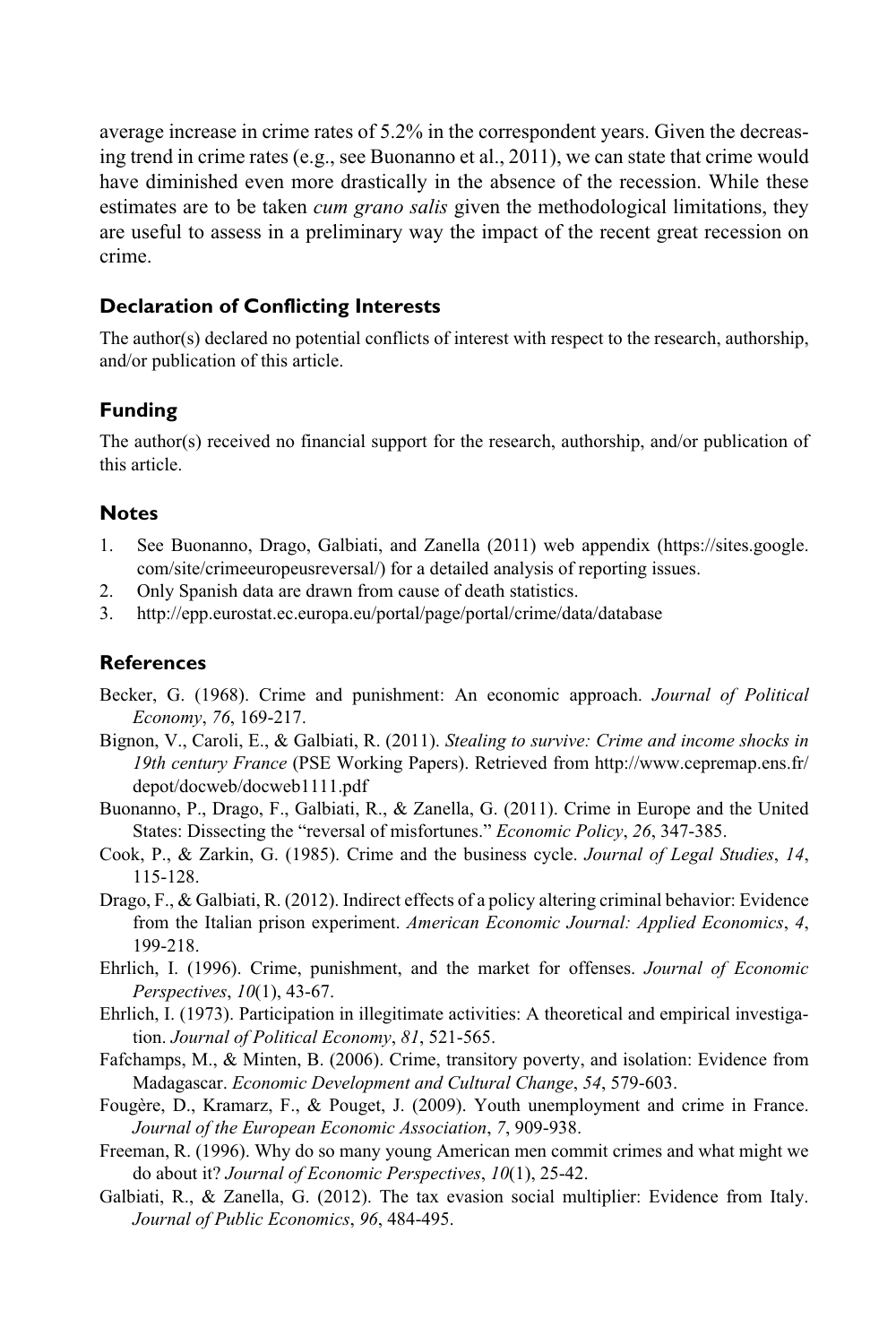average increase in crime rates of 5.2% in the correspondent years. Given the decreasing trend in crime rates (e.g., see Buonanno et al., 2011), we can state that crime would have diminished even more drastically in the absence of the recession. While these estimates are to be taken *cum grano salis* given the methodological limitations, they are useful to assess in a preliminary way the impact of the recent great recession on crime.

## Declaration of Conflicting Interests

The author(s) declared no potential conflicts of interest with respect to the research, authorship, and/or publication of this article.

## Funding

The author(s) received no financial support for the research, authorship, and/or publication of this article.

## Notes

1. See Buonanno, Drago, Galbiati, and Zanella (2011) web appendix (https://sites.google.com/site/crimeeuropeusreversal/) for a detailed analysis of reporting issues.
2. Only Spanish data are drawn from cause of death statistics.
3. http://epp.eurostat.ec.europa.eu/portal/page/portal/crime/data/database

## References

Becker, G. (1968). Crime and punishment: An economic approach. *Journal of Political Economy*, *76*, 169-217.

Bignon, V., Caroli, E., & Galbiati, R. (2011). *Stealing to survive: Crime and income shocks in 19th century France* (PSE Working Papers). Retrieved from http://www.cepremap.ens.fr/depot/docweb/docweb1111.pdf

Buonanno, P., Drago, F., Galbiati, R., & Zanella, G. (2011). Crime in Europe and the United States: Dissecting the "reversal of misfortunes." *Economic Policy*, *26*, 347-385.

Cook, P., & Zarkin, G. (1985). Crime and the business cycle. *Journal of Legal Studies*, *14*, 115-128.

Drago, F., & Galbiati, R. (2012). Indirect effects of a policy altering criminal behavior: Evidence from the Italian prison experiment. *American Economic Journal: Applied Economics*, *4*, 199-218.

Ehrlich, I. (1996). Crime, punishment, and the market for offenses. *Journal of Economic Perspectives*, *10*(1), 43-67.

Ehrlich, I. (1973). Participation in illegitimate activities: A theoretical and empirical investigation. *Journal of Political Economy*, *81*, 521-565.

Fafchamps, M., & Minten, B. (2006). Crime, transitory poverty, and isolation: Evidence from Madagascar. *Economic Development and Cultural Change*, *54*, 579-603.

Fougère, D., Kramarz, F., & Pouget, J. (2009). Youth unemployment and crime in France. *Journal of the European Economic Association*, *7*, 909-938.

Freeman, R. (1996). Why do so many young American men commit crimes and what might we do about it? *Journal of Economic Perspectives*, *10*(1), 25-42.

Galbiati, R., & Zanella, G. (2012). The tax evasion social multiplier: Evidence from Italy. *Journal of Public Economics*, *96*, 484-495.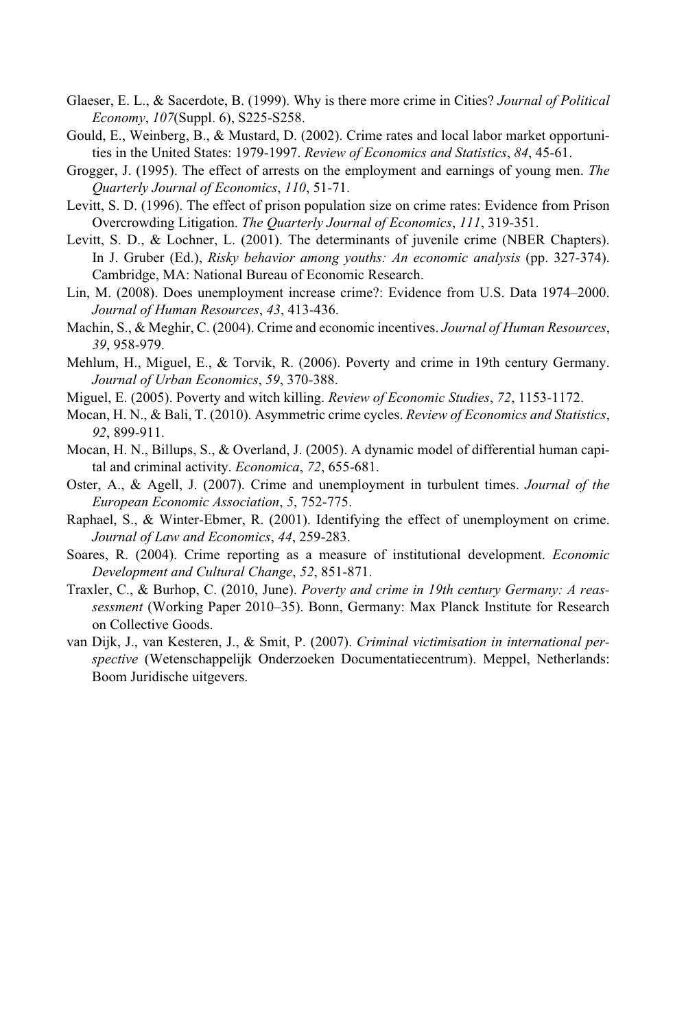Glaeser, E. L., & Sacerdote, B. (1999). Why is there more crime in Cities? *Journal of Political Economy*, *107*(Suppl. 6), S225-S258.

Gould, E., Weinberg, B., & Mustard, D. (2002). Crime rates and local labor market opportunities in the United States: 1979-1997. *Review of Economics and Statistics*, *84*, 45-61.

Grogger, J. (1995). The effect of arrests on the employment and earnings of young men. *The Quarterly Journal of Economics*, *110*, 51-71.

Levitt, S. D. (1996). The effect of prison population size on crime rates: Evidence from Prison Overcrowding Litigation. *The Quarterly Journal of Economics*, *111*, 319-351.

Levitt, S. D., & Lochner, L. (2001). The determinants of juvenile crime (NBER Chapters). In J. Gruber (Ed.), *Risky behavior among youths: An economic analysis* (pp. 327-374). Cambridge, MA: National Bureau of Economic Research.

Lin, M. (2008). Does unemployment increase crime?: Evidence from U.S. Data 1974–2000. *Journal of Human Resources*, *43*, 413-436.

Machin, S., & Meghir, C. (2004). Crime and economic incentives. *Journal of Human Resources*, *39*, 958-979.

Mehlum, H., Miguel, E., & Torvik, R. (2006). Poverty and crime in 19th century Germany. *Journal of Urban Economics*, *59*, 370-388.

Miguel, E. (2005). Poverty and witch killing. *Review of Economic Studies*, *72*, 1153-1172.

Mocan, H. N., & Bali, T. (2010). Asymmetric crime cycles. *Review of Economics and Statistics*, *92*, 899-911.

Mocan, H. N., Billups, S., & Overland, J. (2005). A dynamic model of differential human capital and criminal activity. *Economica*, *72*, 655-681.

Oster, A., & Agell, J. (2007). Crime and unemployment in turbulent times. *Journal of the European Economic Association*, *5*, 752-775.

Raphael, S., & Winter-Ebmer, R. (2001). Identifying the effect of unemployment on crime. *Journal of Law and Economics*, *44*, 259-283.

Soares, R. (2004). Crime reporting as a measure of institutional development. *Economic Development and Cultural Change*, *52*, 851-871.

Traxler, C., & Burhop, C. (2010, June). *Poverty and crime in 19th century Germany: A reassessment* (Working Paper 2010–35). Bonn, Germany: Max Planck Institute for Research on Collective Goods.

van Dijk, J., van Kesteren, J., & Smit, P. (2007). *Criminal victimisation in international perspective* (Wetenschappelijk Onderzoeken Documentatiecentrum). Meppel, Netherlands: Boom Juridische uitgevers.